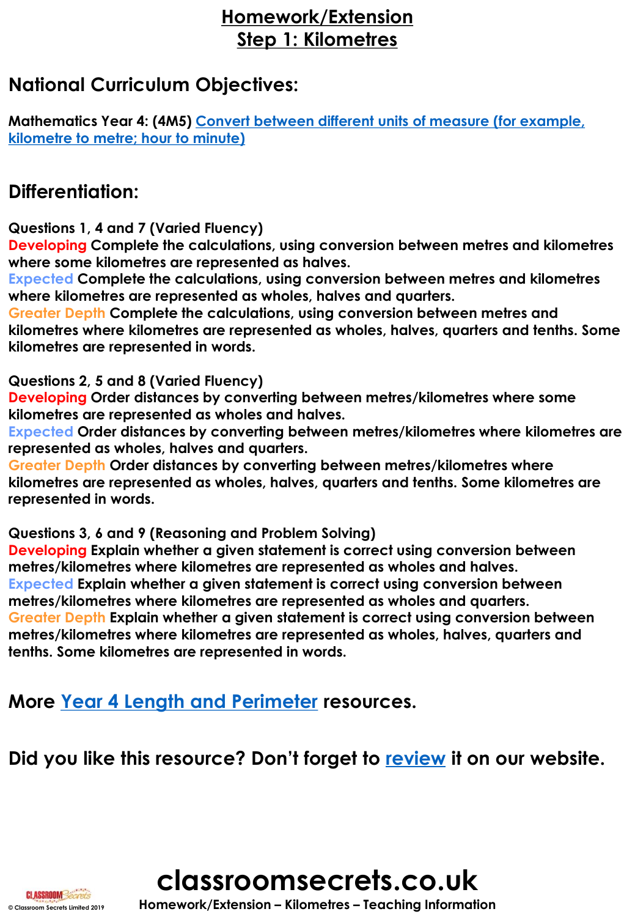# Homework/Extension
# Step 1: Kilometres

## National Curriculum Objectives:

**Mathematics Year 4: (4M5)** [Convert between different units of measure (for example, kilometre to metre; hour to minute)]()

## Differentiation:

**Questions 1, 4 and 7 (Varied Fluency)**
**Developing** Complete the calculations, using conversion between metres and kilometres where some kilometres are represented as halves.
**Expected** Complete the calculations, using conversion between metres and kilometres where kilometres are represented as wholes, halves and quarters.
**Greater Depth** Complete the calculations, using conversion between metres and kilometres where kilometres are represented as wholes, halves, quarters and tenths. Some kilometres are represented in words.

**Questions 2, 5 and 8 (Varied Fluency)**
**Developing** Order distances by converting between metres/kilometres where some kilometres are represented as wholes and halves.
**Expected** Order distances by converting between metres/kilometres where kilometres are represented as wholes, halves and quarters.
**Greater Depth** Order distances by converting between metres/kilometres where kilometres are represented as wholes, halves, quarters and tenths. Some kilometres are represented in words.

**Questions 3, 6 and 9 (Reasoning and Problem Solving)**
**Developing** Explain whether a given statement is correct using conversion between metres/kilometres where kilometres are represented as wholes and halves.
**Expected** Explain whether a given statement is correct using conversion between metres/kilometres where kilometres are represented as wholes and quarters.
**Greater Depth** Explain whether a given statement is correct using conversion between metres/kilometres where kilometres are represented as wholes, halves, quarters and tenths. Some kilometres are represented in words.

## More [Year 4 Length and Perimeter]() resources.

## Did you like this resource? Don't forget to [review]() it on our website.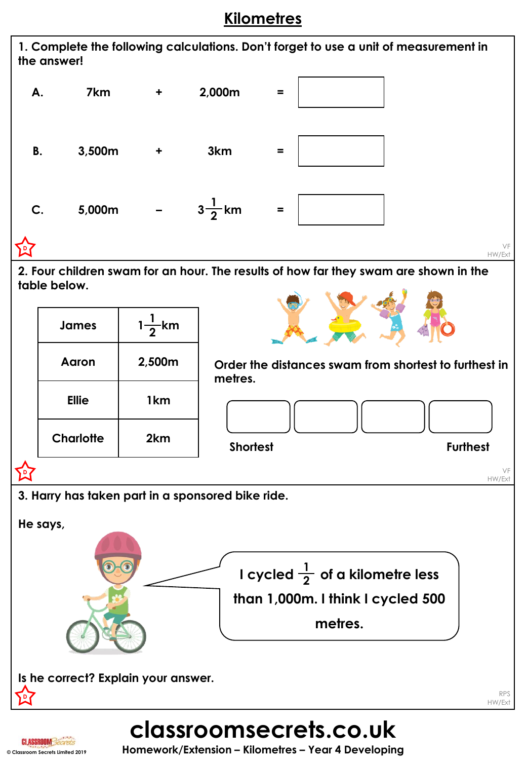# Kilometres

**1. Complete the following calculations. Don't forget to use a unit of measurement in the answer!**

A. 7km + 2,000m = ______

B. 3,500m + 3km = ______

C. 5,000m − $3\frac{1}{2}$km = ______

VF HW/Ext

**2. Four children swam for an hour. The results of how far they swam are shown in the table below.**

| James | $1\frac{1}{2}$km |
|---|---|
| Aaron | 2,500m |
| Ellie | 1km |
| Charlotte | 2km |

**Order the distances swam from shortest to furthest in metres.**

| | | | |
|---|---|---|---|
| Shortest | | | Furthest |

VF HW/Ext

**3. Harry has taken part in a sponsored bike ride.**

**He says,**

> I cycled $\frac{1}{2}$ of a kilometre less than 1,000m. I think I cycled 500 metres.

**Is he correct? Explain your answer.**

RPS HW/Ext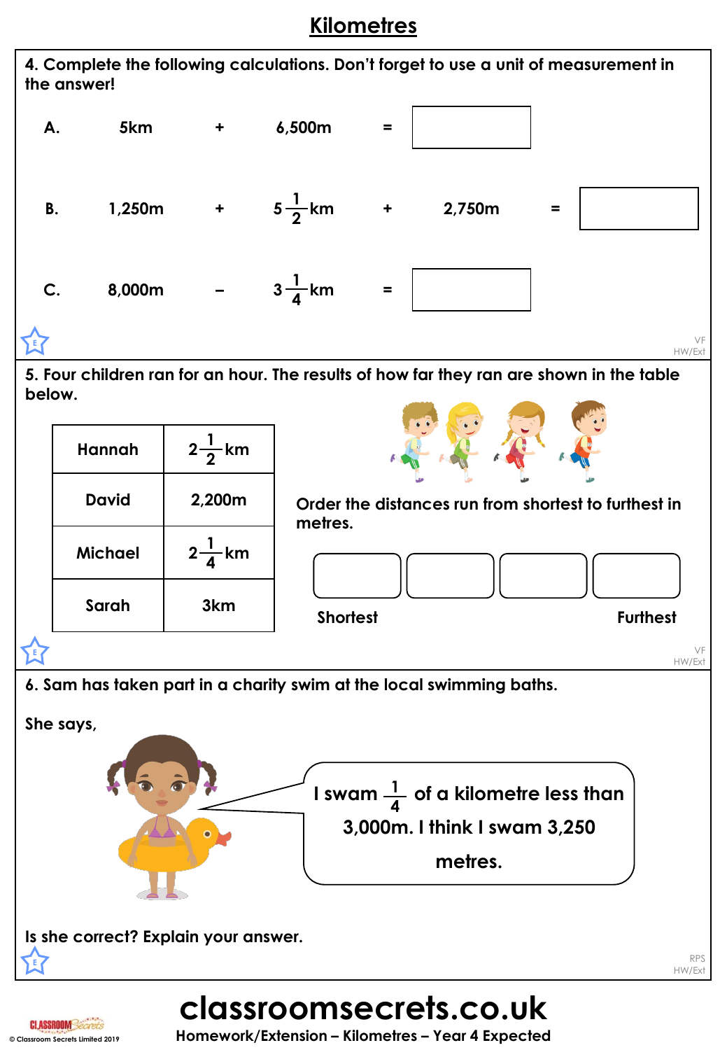# Kilometres

**4. Complete the following calculations. Don't forget to use a unit of measurement in the answer!**

**A.** 5km + 6,500m = ______

**B.** 1,250m + $5\frac{1}{2}$km + 2,750m = ______

**C.** 8,000m – $3\frac{1}{4}$km = ______

VF
HW/Ext

**5. Four children ran for an hour. The results of how far they ran are shown in the table below.**

| Hannah | $2\frac{1}{2}$km |
|---|---|
| David | 2,200m |
| Michael | $2\frac{1}{4}$km |
| Sarah | 3km |

Order the distances run from shortest to furthest in metres.

| Shortest | | | Furthest |
|---|---|---|---|
| | | | |

VF
HW/Ext

**6. Sam has taken part in a charity swim at the local swimming baths.**

She says,

> I swam $\frac{1}{4}$ of a kilometre less than 3,000m. I think I swam 3,250 metres.

**Is she correct? Explain your answer.**

RPS
HW/Ext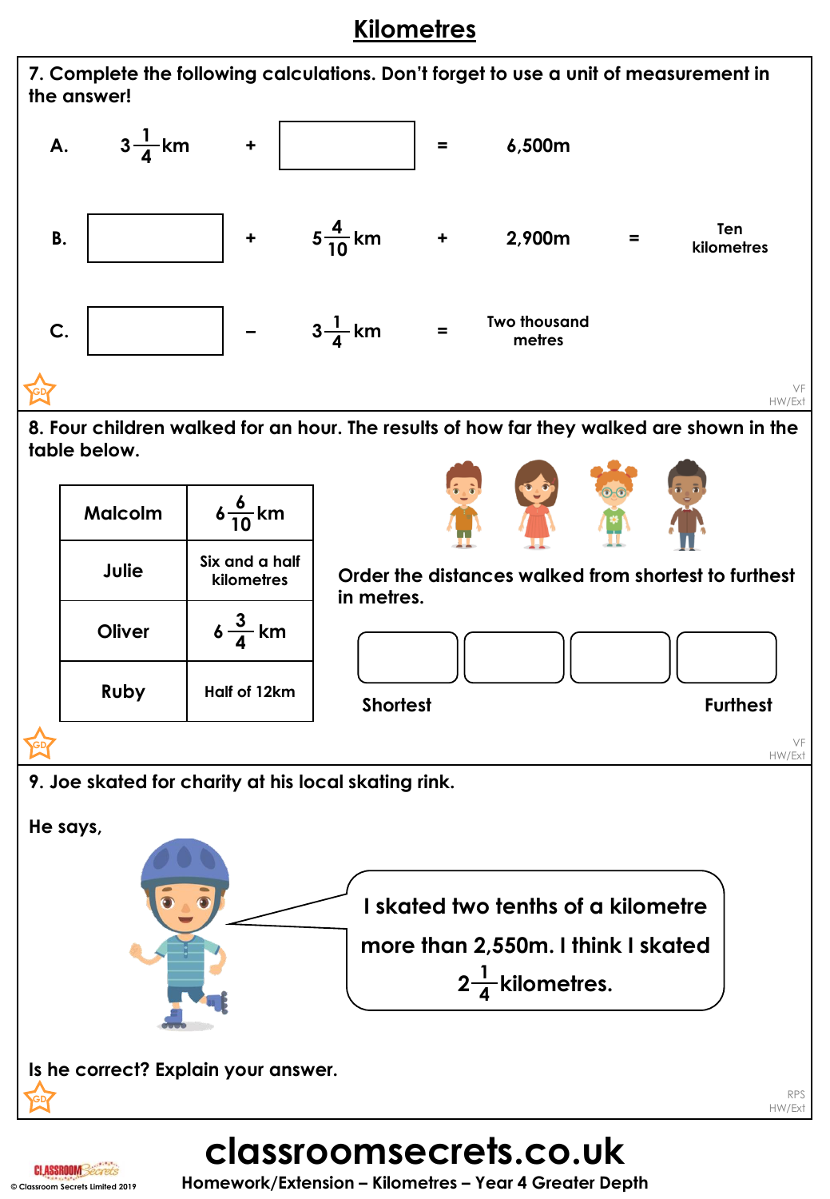# Kilometres

**7. Complete the following calculations. Don't forget to use a unit of measurement in the answer!**

A. $3\frac{1}{4}$km + ________ = 6,500m

B. ________ + $5\frac{4}{10}$km + 2,900m = Ten kilometres

C. ________ − $3\frac{1}{4}$km = Two thousand metres

**8. Four children walked for an hour. The results of how far they walked are shown in the table below.**

| Malcolm | $6\frac{6}{10}$km |
|---|---|
| Julie | Six and a half kilometres |
| Oliver | $6\frac{3}{4}$km |
| Ruby | Half of 12km |

**Order the distances walked from shortest to furthest in metres.**

| ________ | ________ | ________ | ________ |
|---|---|---|---|
| Shortest | | | Furthest |

**9. Joe skated for charity at his local skating rink.**

**He says,**

I skated two tenths of a kilometre more than 2,550m. I think I skated $2\frac{1}{4}$kilometres.

**Is he correct? Explain your answer.**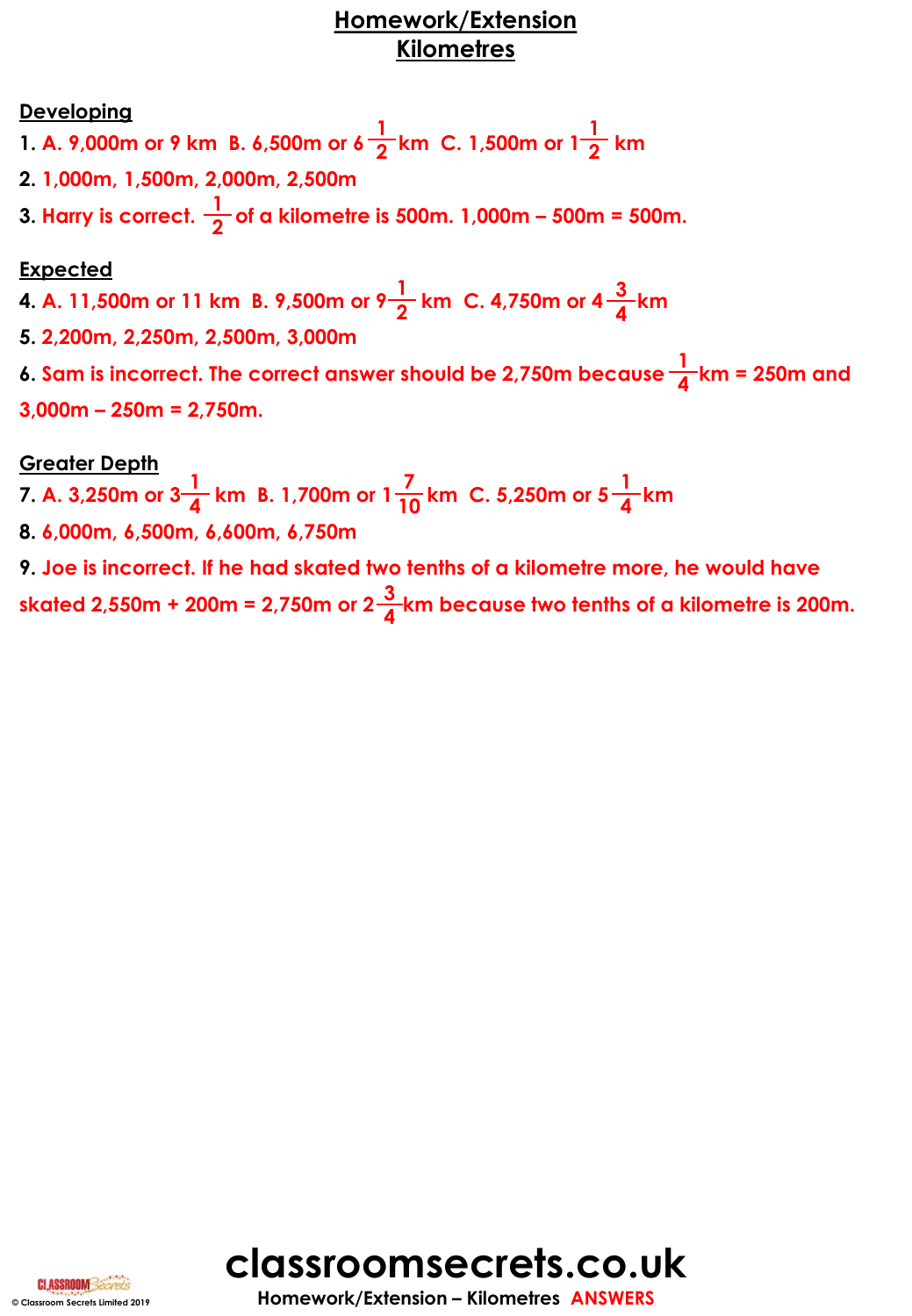# Homework/Extension
# Kilometres

## Developing

1. A. 9,000m or 9 km  B. 6,500m or $6\frac{1}{2}$ km  C. 1,500m or $1\frac{1}{2}$ km
2. 1,000m, 1,500m, 2,000m, 2,500m
3. Harry is correct. $\frac{1}{2}$ of a kilometre is 500m. 1,000m – 500m = 500m.

## Expected

4. A. 11,500m or 11 km  B. 9,500m or $9\frac{1}{2}$ km  C. 4,750m or $4\frac{3}{4}$ km
5. 2,200m, 2,250m, 2,500m, 3,000m
6. Sam is incorrect. The correct answer should be 2,750m because $\frac{1}{4}$ km = 250m and 3,000m – 250m = 2,750m.

## Greater Depth

7. A. 3,250m or $3\frac{1}{4}$ km  B. 1,700m or $1\frac{7}{10}$ km  C. 5,250m or $5\frac{1}{4}$ km
8. 6,000m, 6,500m, 6,600m, 6,750m
9. Joe is incorrect. If he had skated two tenths of a kilometre more, he would have skated 2,550m + 200m = 2,750m or $2\frac{3}{4}$ km because two tenths of a kilometre is 200m.